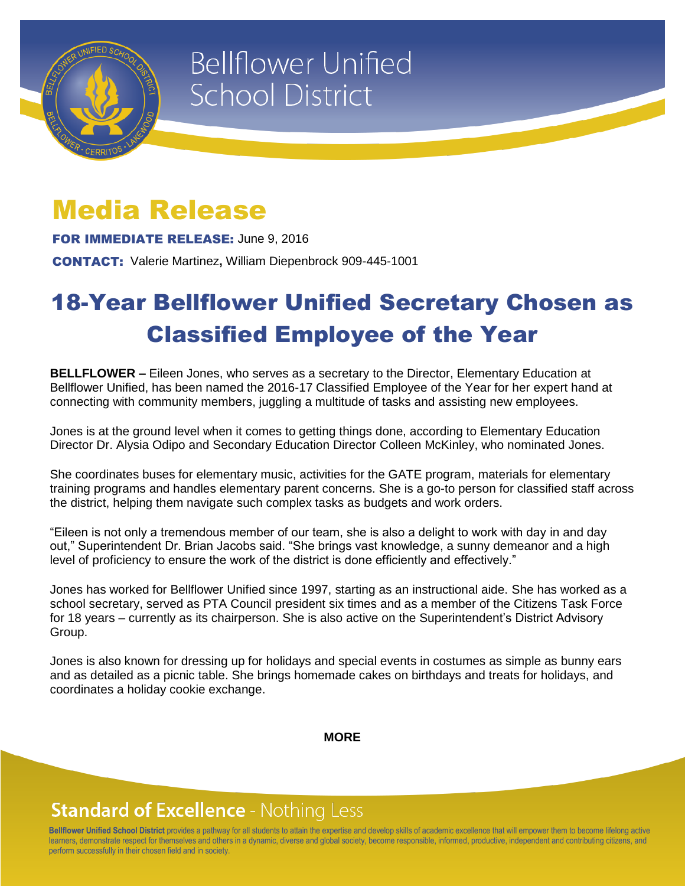Bellflower Unified School District

# Media Release

**FOR IMMEDIATE RELEASE:** June 9, 2016

**CONTACT:** Valerie Martinez**,** William Diepenbrock 909-445-1001

# 18-Year Bellflower Unified Secretary Chosen as Classified Employee of the Year

**BELLFLOWER –** Eileen Jones, who serves as a secretary to the Director, Elementary Education at Bellflower Unified, has been named the 2016-17 Classified Employee of the Year for her expert hand at connecting with community members, juggling a multitude of tasks and assisting new employees.

Jones is at the ground level when it comes to getting things done, according to Elementary Education Director Dr. Alysia Odipo and Secondary Education Director Colleen McKinley, who nominated Jones.

She coordinates buses for elementary music, activities for the GATE program, materials for elementary training programs and handles elementary parent concerns. She is a go-to person for classified staff across the district, helping them navigate such complex tasks as budgets and work orders.

"Eileen is not only a tremendous member of our team, she is also a delight to work with day in and day out," Superintendent Dr. Brian Jacobs said. "She brings vast knowledge, a sunny demeanor and a high level of proficiency to ensure the work of the district is done efficiently and effectively."

Jones has worked for Bellflower Unified since 1997, starting as an instructional aide. She has worked as a school secretary, served as PTA Council president six times and as a member of the Citizens Task Force for 18 years – currently as its chairperson. She is also active on the Superintendent's District Advisory Group.

Jones is also known for dressing up for holidays and special events in costumes as simple as bunny ears and as detailed as a picnic table. She brings homemade cakes on birthdays and treats for holidays, and coordinates a holiday cookie exchange.

**MORE**

**Standard of Excellence** - Nothing Less

**Bellflower Unified School District** provides a pathway for all students to attain the expertise and develop skills of academic excellence that will empower them to become lifelong active learners, demonstrate respect for themselves and others in a dynamic, diverse and global society, become responsible, informed, productive, independent and contributing citizens, and perform successfully in their chosen field and in society.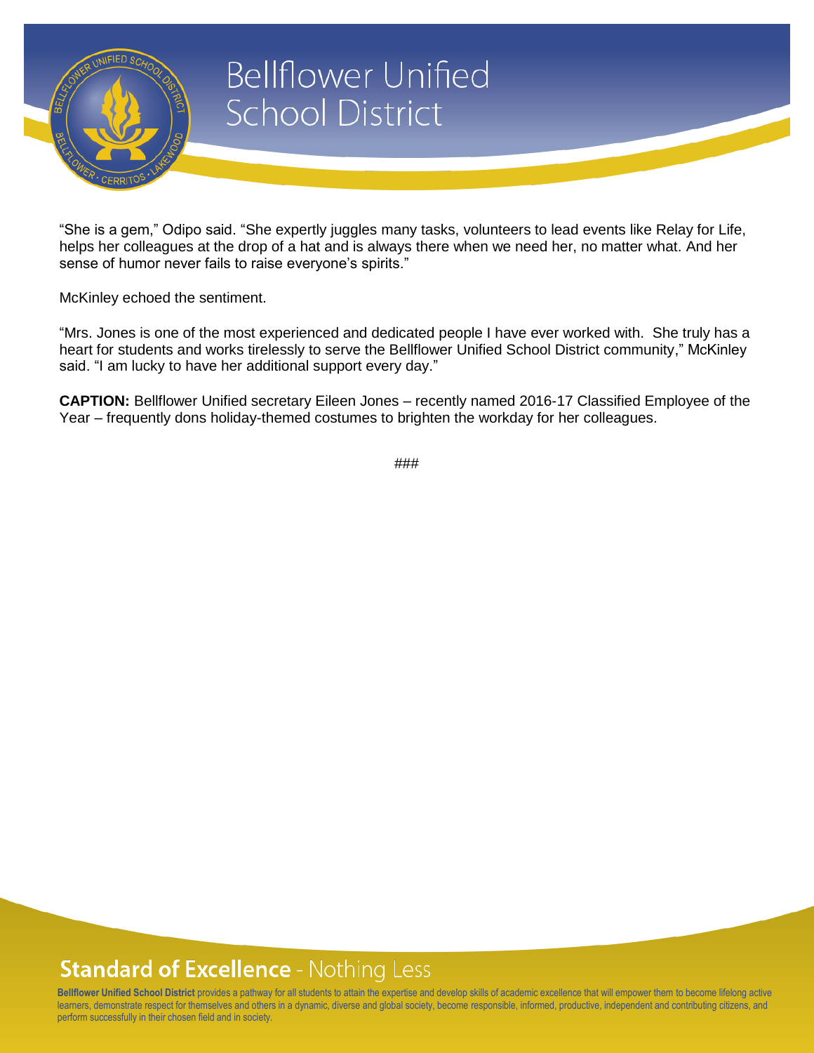"She is a gem," Odipo said. "She expertly juggles many tasks, volunteers to lead events like Relay for Life, helps her colleagues at the drop of a hat and is always there when we need her, no matter what. And her sense of humor never fails to raise everyone's spirits."

McKinley echoed the sentiment.

"Mrs. Jones is one of the most experienced and dedicated people I have ever worked with. She truly has a heart for students and works tirelessly to serve the Bellflower Unified School District community," McKinley said. "I am lucky to have her additional support every day."

**CAPTION:** Bellflower Unified secretary Eileen Jones – recently named 2016-17 Classified Employee of the Year – frequently dons holiday-themed costumes to brighten the workday for her colleagues.

###